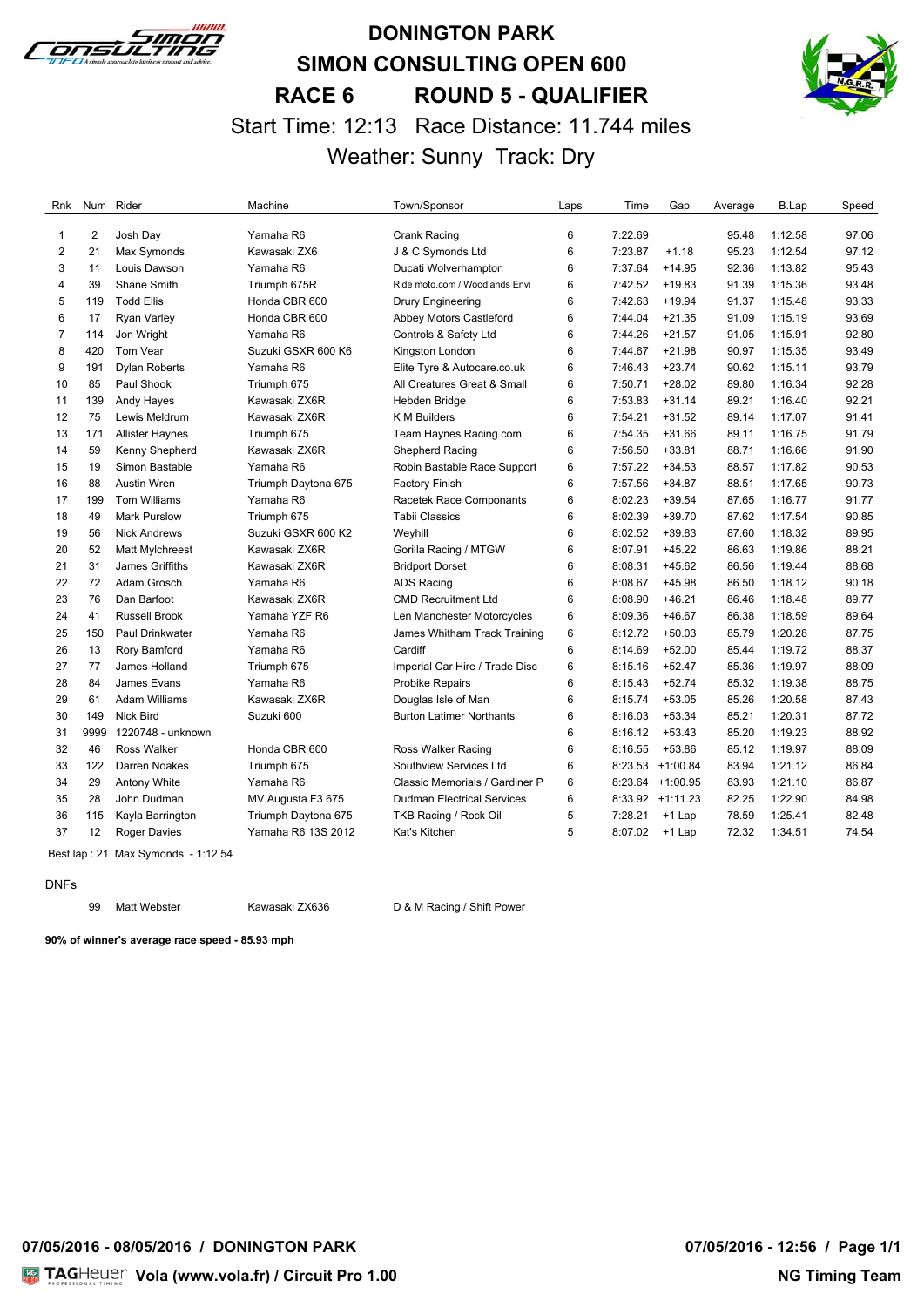# DONINGTON PARK

# SIMON CONSULTING OPEN 600

# RACE 6 ROUND 5 - QUALIFIER

Start Time: 12:13 Race Distance: 11.744 miles

Weather: Sunny Track: Dry

| Rnk | Num | Rider | Machine | Town/Sponsor | Laps | Time | Gap | Average | B.Lap | Speed |
|---|---|---|---|---|---|---|---|---|---|---|
| 1 | 2 | Josh Day | Yamaha R6 | Crank Racing | 6 | 7:22.69 | | 95.48 | 1:12.58 | 97.06 |
| 2 | 21 | Max Symonds | Kawasaki ZX6 | J & C Symonds Ltd | 6 | 7:23.87 | +1.18 | 95.23 | 1:12.54 | 97.12 |
| 3 | 11 | Louis Dawson | Yamaha R6 | Ducati Wolverhampton | 6 | 7:37.64 | +14.95 | 92.36 | 1:13.82 | 95.43 |
| 4 | 39 | Shane Smith | Triumph 675R | Ride moto.com / Woodlands Envi | 6 | 7:42.52 | +19.83 | 91.39 | 1:15.36 | 93.48 |
| 5 | 119 | Todd Ellis | Honda CBR 600 | Drury Engineering | 6 | 7:42.63 | +19.94 | 91.37 | 1:15.48 | 93.33 |
| 6 | 17 | Ryan Varley | Honda CBR 600 | Abbey Motors Castleford | 6 | 7:44.04 | +21.35 | 91.09 | 1:15.19 | 93.69 |
| 7 | 114 | Jon Wright | Yamaha R6 | Controls & Safety Ltd | 6 | 7:44.26 | +21.57 | 91.05 | 1:15.91 | 92.80 |
| 8 | 420 | Tom Vear | Suzuki GSXR 600 K6 | Kingston London | 6 | 7:44.67 | +21.98 | 90.97 | 1:15.35 | 93.49 |
| 9 | 191 | Dylan Roberts | Yamaha R6 | Elite Tyre & Autocare.co.uk | 6 | 7:46.43 | +23.74 | 90.62 | 1:15.11 | 93.79 |
| 10 | 85 | Paul Shook | Triumph 675 | All Creatures Great & Small | 6 | 7:50.71 | +28.02 | 89.80 | 1:16.34 | 92.28 |
| 11 | 139 | Andy Hayes | Kawasaki ZX6R | Hebden Bridge | 6 | 7:53.83 | +31.14 | 89.21 | 1:16.40 | 92.21 |
| 12 | 75 | Lewis Meldrum | Kawasaki ZX6R | K M Builders | 6 | 7:54.21 | +31.52 | 89.14 | 1:17.07 | 91.41 |
| 13 | 171 | Allister Haynes | Triumph 675 | Team Haynes Racing.com | 6 | 7:54.35 | +31.66 | 89.11 | 1:16.75 | 91.79 |
| 14 | 59 | Kenny Shepherd | Kawasaki ZX6R | Shepherd Racing | 6 | 7:56.50 | +33.81 | 88.71 | 1:16.66 | 91.90 |
| 15 | 19 | Simon Bastable | Yamaha R6 | Robin Bastable Race Support | 6 | 7:57.22 | +34.53 | 88.57 | 1:17.82 | 90.53 |
| 16 | 88 | Austin Wren | Triumph Daytona 675 | Factory Finish | 6 | 7:57.56 | +34.87 | 88.51 | 1:17.65 | 90.73 |
| 17 | 199 | Tom Williams | Yamaha R6 | Racetek Race Componants | 6 | 8:02.23 | +39.54 | 87.65 | 1:16.77 | 91.77 |
| 18 | 49 | Mark Purslow | Triumph 675 | Tabii Classics | 6 | 8:02.39 | +39.70 | 87.62 | 1:17.54 | 90.85 |
| 19 | 56 | Nick Andrews | Suzuki GSXR 600 K2 | Weyhill | 6 | 8:02.52 | +39.83 | 87.60 | 1:18.32 | 89.95 |
| 20 | 52 | Matt Mylchreest | Kawasaki ZX6R | Gorilla Racing / MTGW | 6 | 8:07.91 | +45.22 | 86.63 | 1:19.86 | 88.21 |
| 21 | 31 | James Griffiths | Kawasaki ZX6R | Bridport Dorset | 6 | 8:08.31 | +45.62 | 86.56 | 1:19.44 | 88.68 |
| 22 | 72 | Adam Grosch | Yamaha R6 | ADS Racing | 6 | 8:08.67 | +45.98 | 86.50 | 1:18.12 | 90.18 |
| 23 | 76 | Dan Barfoot | Kawasaki ZX6R | CMD Recruitment Ltd | 6 | 8:08.90 | +46.21 | 86.46 | 1:18.48 | 89.77 |
| 24 | 41 | Russell Brook | Yamaha YZF R6 | Len Manchester Motorcycles | 6 | 8:09.36 | +46.67 | 86.38 | 1:18.59 | 89.64 |
| 25 | 150 | Paul Drinkwater | Yamaha R6 | James Whitham Track Training | 6 | 8:12.72 | +50.03 | 85.79 | 1:20.28 | 87.75 |
| 26 | 13 | Rory Bamford | Yamaha R6 | Cardiff | 6 | 8:14.69 | +52.00 | 85.44 | 1:19.72 | 88.37 |
| 27 | 77 | James Holland | Triumph 675 | Imperial Car Hire / Trade Disc | 6 | 8:15.16 | +52.47 | 85.36 | 1:19.97 | 88.09 |
| 28 | 84 | James Evans | Yamaha R6 | Probike Repairs | 6 | 8:15.43 | +52.74 | 85.32 | 1:19.38 | 88.75 |
| 29 | 61 | Adam Williams | Kawasaki ZX6R | Douglas Isle of Man | 6 | 8:15.74 | +53.05 | 85.26 | 1:20.58 | 87.43 |
| 30 | 149 | Nick Bird | Suzuki 600 | Burton Latimer Northants | 6 | 8:16.03 | +53.34 | 85.21 | 1:20.31 | 87.72 |
| 31 | 9999 | 1220748 - unknown | | | 6 | 8:16.12 | +53.43 | 85.20 | 1:19.23 | 88.92 |
| 32 | 46 | Ross Walker | Honda CBR 600 | Ross Walker Racing | 6 | 8:16.55 | +53.86 | 85.12 | 1:19.97 | 88.09 |
| 33 | 122 | Darren Noakes | Triumph 675 | Southview Services Ltd | 6 | 8:23.53 | +1:00.84 | 83.94 | 1:21.12 | 86.84 |
| 34 | 29 | Antony White | Yamaha R6 | Classic Memorials / Gardiner P | 6 | 8:23.64 | +1:00.95 | 83.93 | 1:21.10 | 86.87 |
| 35 | 28 | John Dudman | MV Augusta F3 675 | Dudman Electrical Services | 6 | 8:33.92 | +1:11.23 | 82.25 | 1:22.90 | 84.98 |
| 36 | 115 | Kayla Barrington | Triumph Daytona 675 | TKB Racing / Rock Oil | 5 | 7:28.21 | +1 Lap | 78.59 | 1:25.41 | 82.48 |
| 37 | 12 | Roger Davies | Yamaha R6 13S 2012 | Kat's Kitchen | 5 | 8:07.02 | +1 Lap | 72.32 | 1:34.51 | 74.54 |

Best lap : 21 Max Symonds - 1:12.54

DNFs

| Num | Rider | Machine | Town/Sponsor |
|---|---|---|---|
| 99 | Matt Webster | Kawasaki ZX636 | D & M Racing / Shift Power |

**90% of winner's average race speed - 85.93 mph**

**07/05/2016 - 08/05/2016 / DONINGTON PARK** **07/05/2016 - 12:56**

**Vola (www.vola.fr) / Circuit Pro 1.00** **NG Timing Team**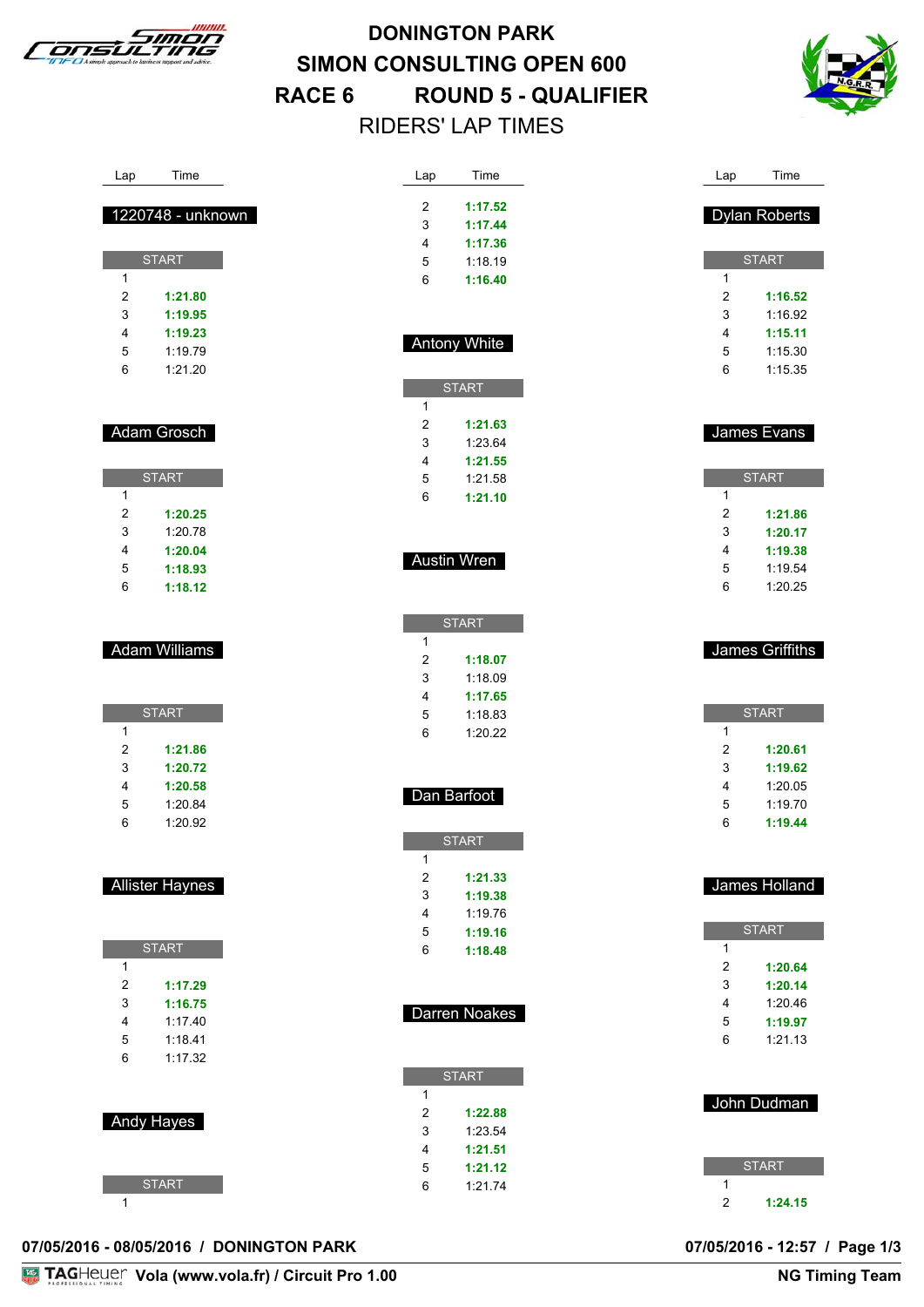# DONINGTON PARK
# SIMON CONSULTING OPEN 600
## RACE 6 ROUND 5 - QUALIFIER
### RIDERS' LAP TIMES

**1220748 - unknown**

| Lap | Time |
|---|---|
| START | |
| 1 | |
| 2 | **1:21.80** |
| 3 | **1:19.95** |
| 4 | **1:19.23** |
| 5 | 1:19.79 |
| 6 | 1:21.20 |

**Adam Grosch**

| Lap | Time |
|---|---|
| START | |
| 1 | |
| 2 | **1:20.25** |
| 3 | 1:20.78 |
| 4 | **1:20.04** |
| 5 | **1:18.93** |
| 6 | **1:18.12** |

**Adam Williams**

| Lap | Time |
|---|---|
| START | |
| 1 | |
| 2 | **1:21.86** |
| 3 | **1:20.72** |
| 4 | **1:20.58** |
| 5 | 1:20.84 |
| 6 | 1:20.92 |

**Allister Haynes**

| Lap | Time |
|---|---|
| START | |
| 1 | |
| 2 | **1:17.29** |
| 3 | **1:16.75** |
| 4 | 1:17.40 |
| 5 | 1:18.41 |
| 6 | 1:17.32 |

**Andy Hayes**

| Lap | Time |
|---|---|
| START | |
| 1 | |
| 2 | **1:17.52** |
| 3 | **1:17.44** |
| 4 | **1:17.36** |
| 5 | 1:18.19 |
| 6 | **1:16.40** |

**Antony White**

| Lap | Time |
|---|---|
| START | |
| 1 | |
| 2 | **1:21.63** |
| 3 | 1:23.64 |
| 4 | **1:21.55** |
| 5 | 1:21.58 |
| 6 | **1:21.10** |

**Austin Wren**

| Lap | Time |
|---|---|
| START | |
| 1 | |
| 2 | **1:18.07** |
| 3 | 1:18.09 |
| 4 | **1:17.65** |
| 5 | 1:18.83 |
| 6 | 1:20.22 |

**Dan Barfoot**

| Lap | Time |
|---|---|
| START | |
| 1 | |
| 2 | **1:21.33** |
| 3 | **1:19.38** |
| 4 | 1:19.76 |
| 5 | **1:19.16** |
| 6 | **1:18.48** |

**Darren Noakes**

| Lap | Time |
|---|---|
| START | |
| 1 | |
| 2 | **1:22.88** |
| 3 | 1:23.54 |
| 4 | **1:21.51** |
| 5 | **1:21.12** |
| 6 | 1:21.74 |

**Dylan Roberts**

| Lap | Time |
|---|---|
| START | |
| 1 | |
| 2 | **1:16.52** |
| 3 | 1:16.92 |
| 4 | **1:15.11** |
| 5 | 1:15.30 |
| 6 | 1:15.35 |

**James Evans**

| Lap | Time |
|---|---|
| START | |
| 1 | |
| 2 | **1:21.86** |
| 3 | **1:20.17** |
| 4 | **1:19.38** |
| 5 | 1:19.54 |
| 6 | 1:20.25 |

**James Griffiths**

| Lap | Time |
|---|---|
| START | |
| 1 | |
| 2 | **1:20.61** |
| 3 | **1:19.62** |
| 4 | 1:20.05 |
| 5 | 1:19.70 |
| 6 | **1:19.44** |

**James Holland**

| Lap | Time |
|---|---|
| START | |
| 1 | |
| 2 | **1:20.64** |
| 3 | **1:20.14** |
| 4 | 1:20.46 |
| 5 | **1:19.97** |
| 6 | 1:21.13 |

**John Dudman**

| Lap | Time |
|---|---|
| START | |
| 1 | |
| 2 | **1:24.15** |

**07/05/2016 - 08/05/2016 / DONINGTON PARK** — **07/05/2016 - 12:57 / Page 1/3**

TAGHeuer **Vola (www.vola.fr) / Circuit Pro 1.00** — **NG Timing Team**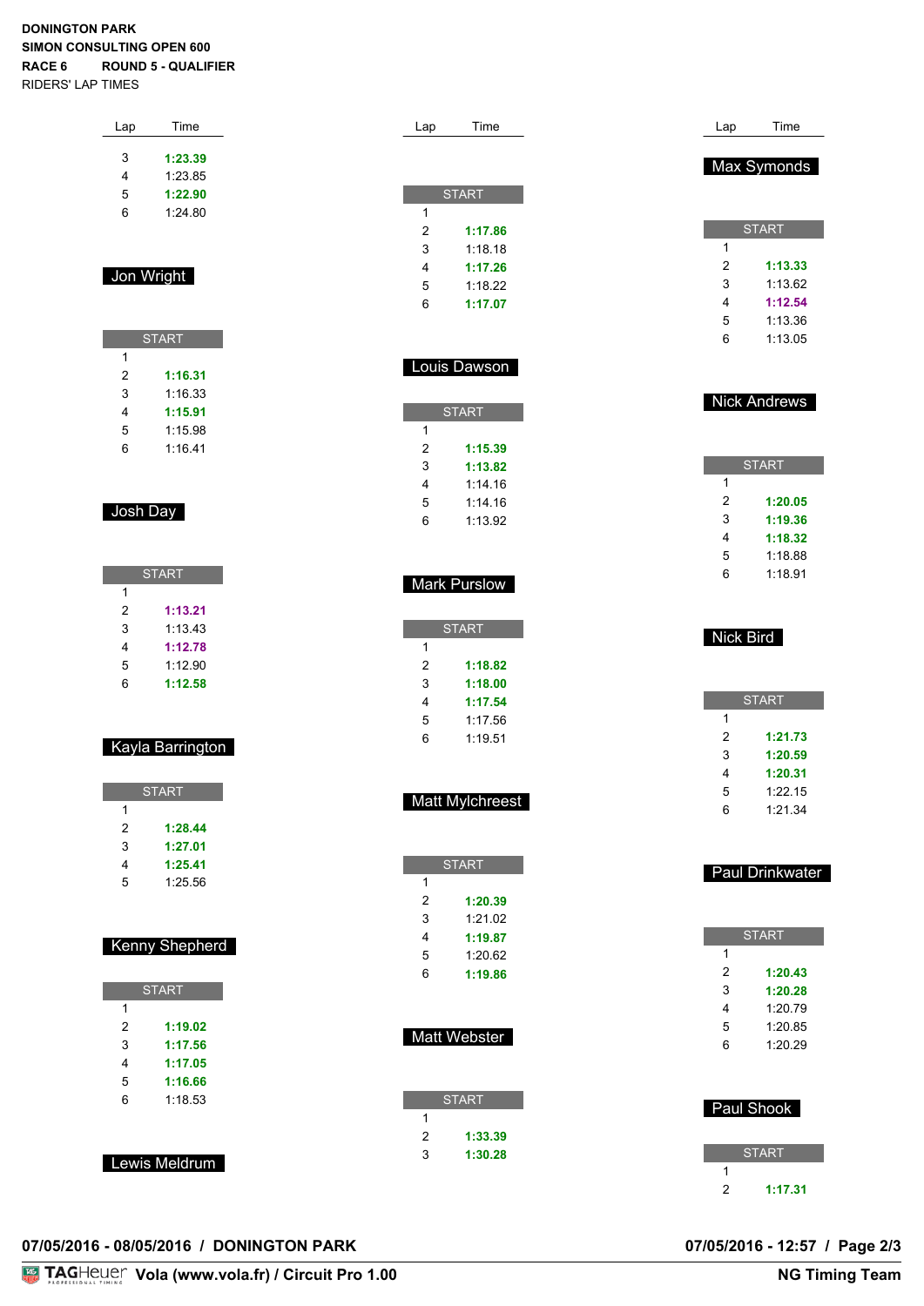**DONINGTON PARK**
**SIMON CONSULTING OPEN 600**
**RACE 6 ROUND 5 - QUALIFIER**
RIDERS' LAP TIMES

| Lap | Time |
|---|---|
| 3 | **1:23.39** |
| 4 | 1:23.85 |
| 5 | **1:22.90** |
| 6 | 1:24.80 |

## Jon Wright

| Lap | Time |
|---|---|
| START | |
| 1 | |
| 2 | **1:16.31** |
| 3 | 1:16.33 |
| 4 | **1:15.91** |
| 5 | 1:15.98 |
| 6 | 1:16.41 |

## Josh Day

| Lap | Time |
|---|---|
| START | |
| 1 | |
| 2 | **1:13.21** |
| 3 | 1:13.43 |
| 4 | **1:12.78** |
| 5 | 1:12.90 |
| 6 | **1:12.58** |

## Kayla Barrington

| Lap | Time |
|---|---|
| START | |
| 1 | |
| 2 | **1:28.44** |
| 3 | **1:27.01** |
| 4 | **1:25.41** |
| 5 | 1:25.56 |

## Kenny Shepherd

| Lap | Time |
|---|---|
| START | |
| 1 | |
| 2 | **1:19.02** |
| 3 | **1:17.56** |
| 4 | **1:17.05** |
| 5 | **1:16.66** |
| 6 | 1:18.53 |

## Lewis Meldrum

| Lap | Time |
|---|---|
| START | |
| 1 | |
| 2 | **1:17.86** |
| 3 | 1:18.18 |
| 4 | **1:17.26** |
| 5 | 1:18.22 |
| 6 | **1:17.07** |

## Louis Dawson

| Lap | Time |
|---|---|
| START | |
| 1 | |
| 2 | **1:15.39** |
| 3 | **1:13.82** |
| 4 | 1:14.16 |
| 5 | 1:14.16 |
| 6 | 1:13.92 |

## Mark Purslow

| Lap | Time |
|---|---|
| START | |
| 1 | |
| 2 | **1:18.82** |
| 3 | **1:18.00** |
| 4 | **1:17.54** |
| 5 | 1:17.56 |
| 6 | 1:19.51 |

## Matt Mylchreest

| Lap | Time |
|---|---|
| START | |
| 1 | |
| 2 | **1:20.39** |
| 3 | 1:21.02 |
| 4 | **1:19.87** |
| 5 | 1:20.62 |
| 6 | **1:19.86** |

## Matt Webster

| Lap | Time |
|---|---|
| START | |
| 1 | |
| 2 | **1:33.39** |
| 3 | **1:30.28** |

## Max Symonds

| Lap | Time |
|---|---|
| START | |
| 1 | |
| 2 | **1:13.33** |
| 3 | 1:13.62 |
| 4 | **1:12.54** |
| 5 | 1:13.36 |
| 6 | 1:13.05 |

## Nick Andrews

| Lap | Time |
|---|---|
| START | |
| 1 | |
| 2 | **1:20.05** |
| 3 | **1:19.36** |
| 4 | **1:18.32** |
| 5 | 1:18.88 |
| 6 | 1:18.91 |

## Nick Bird

| Lap | Time |
|---|---|
| START | |
| 1 | |
| 2 | **1:21.73** |
| 3 | **1:20.59** |
| 4 | **1:20.31** |
| 5 | 1:22.15 |
| 6 | 1:21.34 |

## Paul Drinkwater

| Lap | Time |
|---|---|
| START | |
| 1 | |
| 2 | **1:20.43** |
| 3 | **1:20.28** |
| 4 | 1:20.79 |
| 5 | 1:20.85 |
| 6 | 1:20.29 |

## Paul Shook

| Lap | Time |
|---|---|
| START | |
| 1 | |
| 2 | **1:17.31** |

**07/05/2016 - 08/05/2016 / DONINGTON PARK** **07/05/2016 - 12:57**

TAGHeuer **Vola (www.vola.fr) / Circuit Pro 1.00** **NG Timing Team**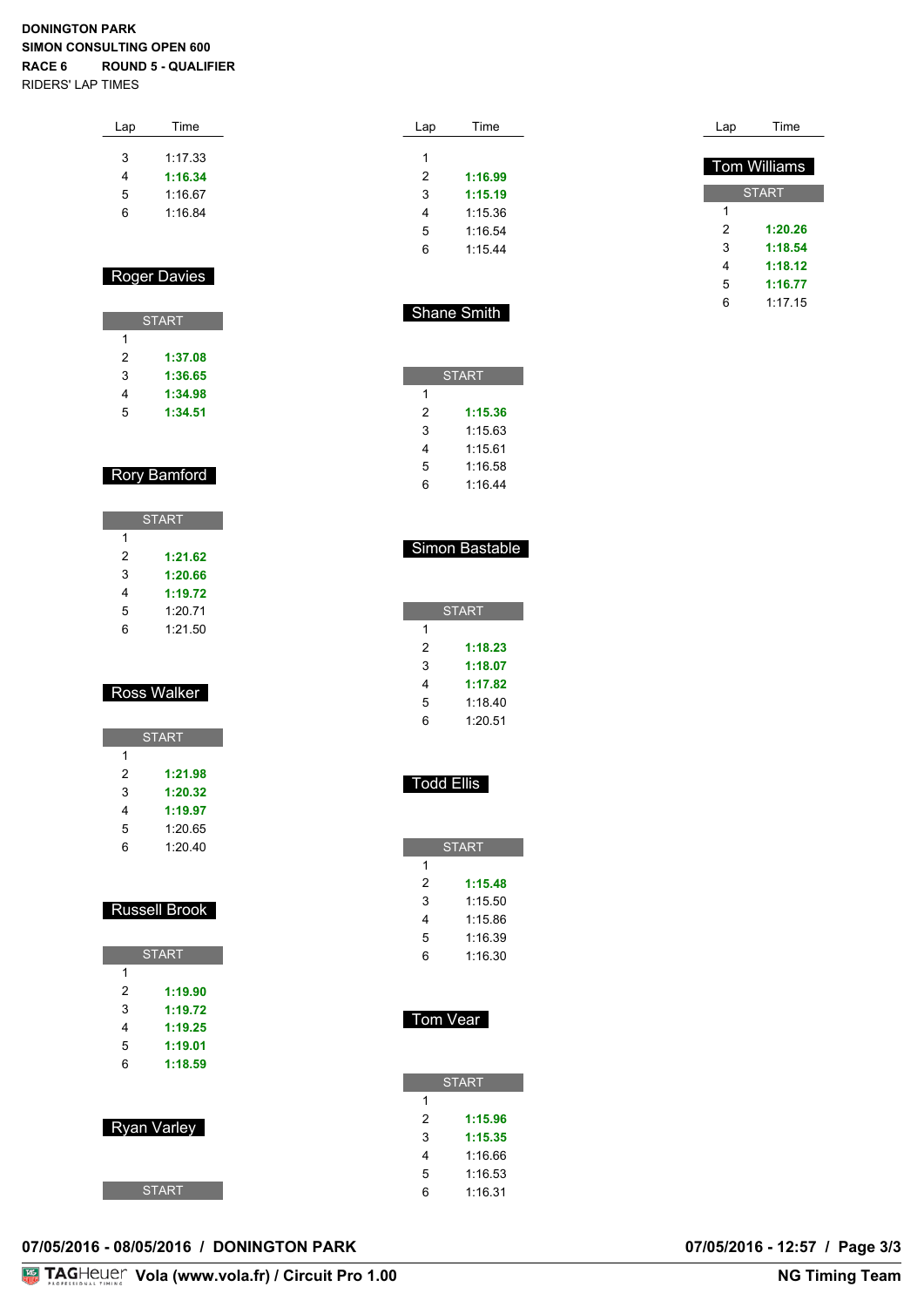**DONINGTON PARK**
**SIMON CONSULTING OPEN 600**
**RACE 6 ROUND 5 - QUALIFIER**
RIDERS' LAP TIMES

| Lap | Time |
|---|---|
| 3 | 1:17.33 |
| 4 | **1:16.34** |
| 5 | 1:16.67 |
| 6 | 1:16.84 |

## Roger Davies

| Lap | Time |
|---|---|
| START | |
| 1 | |
| 2 | **1:37.08** |
| 3 | **1:36.65** |
| 4 | **1:34.98** |
| 5 | **1:34.51** |

## Rory Bamford

| Lap | Time |
|---|---|
| START | |
| 1 | |
| 2 | **1:21.62** |
| 3 | **1:20.66** |
| 4 | **1:19.72** |
| 5 | 1:20.71 |
| 6 | 1:21.50 |

## Ross Walker

| Lap | Time |
|---|---|
| START | |
| 1 | |
| 2 | **1:21.98** |
| 3 | **1:20.32** |
| 4 | **1:19.97** |
| 5 | 1:20.65 |
| 6 | 1:20.40 |

## Russell Brook

| Lap | Time |
|---|---|
| START | |
| 1 | |
| 2 | **1:19.90** |
| 3 | **1:19.72** |
| 4 | **1:19.25** |
| 5 | **1:19.01** |
| 6 | **1:18.59** |

## Ryan Varley

| Lap | Time |
|---|---|
| START | |
| 1 | |
| 2 | **1:16.99** |
| 3 | **1:15.19** |
| 4 | 1:15.36 |
| 5 | 1:16.54 |
| 6 | 1:15.44 |

## Shane Smith

| Lap | Time |
|---|---|
| START | |
| 1 | |
| 2 | **1:15.36** |
| 3 | 1:15.63 |
| 4 | 1:15.61 |
| 5 | 1:16.58 |
| 6 | 1:16.44 |

## Simon Bastable

| Lap | Time |
|---|---|
| START | |
| 1 | |
| 2 | **1:18.23** |
| 3 | **1:18.07** |
| 4 | **1:17.82** |
| 5 | 1:18.40 |
| 6 | 1:20.51 |

## Todd Ellis

| Lap | Time |
|---|---|
| START | |
| 1 | |
| 2 | **1:15.48** |
| 3 | 1:15.50 |
| 4 | 1:15.86 |
| 5 | 1:16.39 |
| 6 | 1:16.30 |

## Tom Vear

| Lap | Time |
|---|---|
| START | |
| 1 | |
| 2 | **1:15.96** |
| 3 | **1:15.35** |
| 4 | 1:16.66 |
| 5 | 1:16.53 |
| 6 | 1:16.31 |

## Tom Williams

| Lap | Time |
|---|---|
| START | |
| 1 | |
| 2 | **1:20.26** |
| 3 | **1:18.54** |
| 4 | **1:18.12** |
| 5 | **1:16.77** |
| 6 | 1:17.15 |

**07/05/2016 - 08/05/2016 / DONINGTON PARK** **07/05/2016 - 12:57**

TAGHeuer **Vola (www.vola.fr) / Circuit Pro 1.00** **NG Timing Team**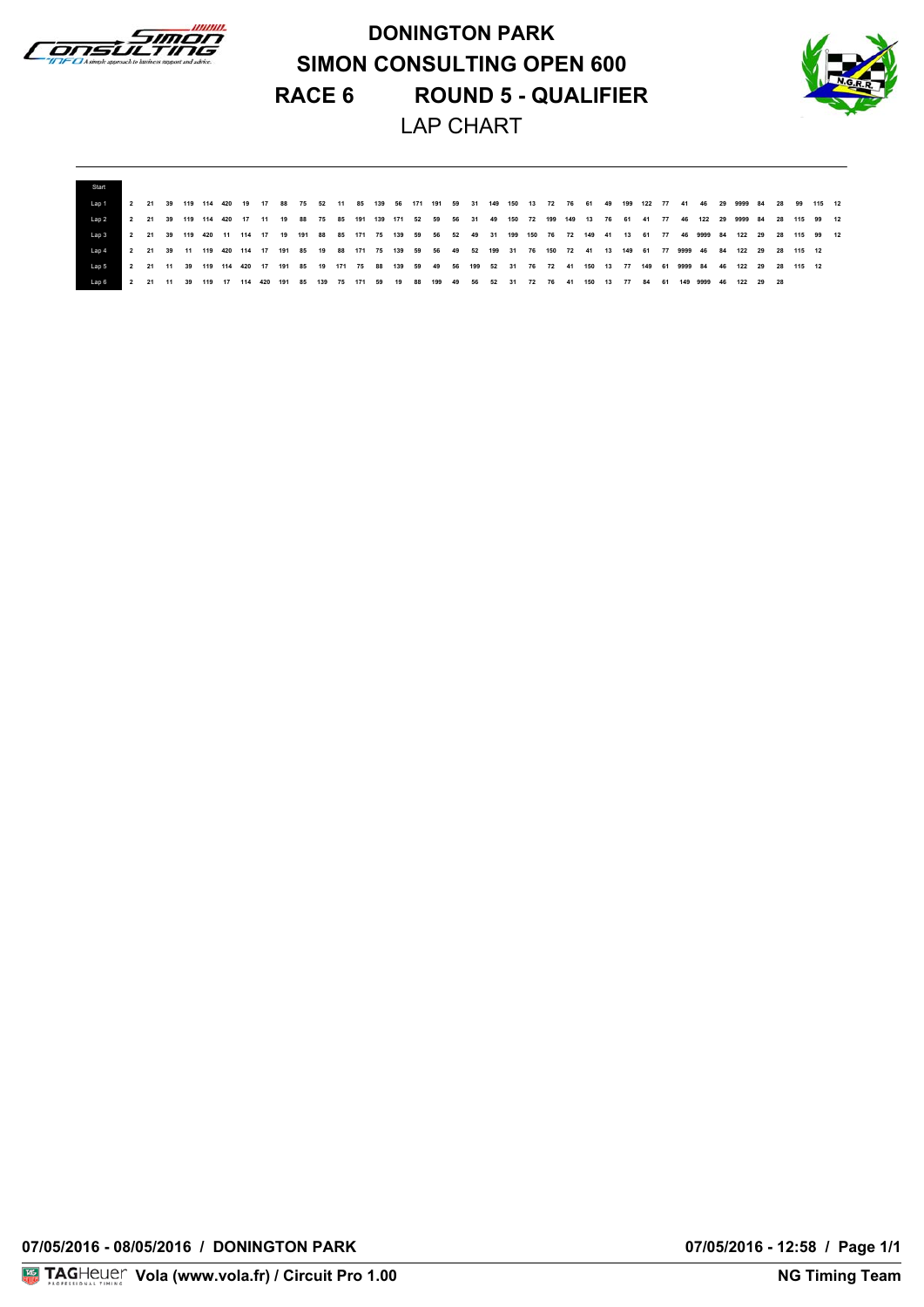# DONINGTON PARK

# SIMON CONSULTING OPEN 600

# RACE 6 ROUND 5 - QUALIFIER

## LAP CHART

| Start | | | | | | | | | | | | | | | | | | | | | | | | | | | | | | | | | | | | | | |
|---|---|---|---|---|---|---|---|---|---|---|---|---|---|---|---|---|---|---|---|---|---|---|---|---|---|---|---|---|---|---|---|---|---|---|---|---|---|---|
| Lap 1 | 2 | 21 | 39 | 119 | 114 | 420 | 19 | 17 | 88 | 75 | 52 | 11 | 85 | 139 | 56 | 171 | 191 | 59 | 31 | 149 | 150 | 13 | 72 | 76 | 61 | 49 | 199 | 122 | 77 | 41 | 46 | 29 | 9999 | 84 | 28 | 99 | 115 | 12 |
| Lap 2 | 2 | 21 | 39 | 119 | 114 | 420 | 17 | 11 | 19 | 88 | 75 | 85 | 191 | 139 | 171 | 52 | 59 | 56 | 31 | 49 | 150 | 72 | 199 | 149 | 13 | 76 | 61 | 41 | 77 | 46 | 122 | 29 | 9999 | 84 | 28 | 115 | 99 | 12 |
| Lap 3 | 2 | 21 | 39 | 119 | 420 | 11 | 114 | 17 | 19 | 191 | 88 | 85 | 171 | 75 | 139 | 59 | 56 | 52 | 49 | 31 | 199 | 150 | 76 | 72 | 149 | 41 | 13 | 61 | 77 | 46 | 9999 | 84 | 122 | 29 | 28 | 115 | 99 | 12 |
| Lap 4 | 2 | 21 | 39 | 11 | 119 | 420 | 114 | 17 | 191 | 85 | 19 | 88 | 171 | 75 | 139 | 59 | 56 | 49 | 52 | 199 | 31 | 76 | 150 | 72 | 41 | 13 | 149 | 61 | 77 | 9999 | 46 | 84 | 122 | 29 | 28 | 115 | 12 | |
| Lap 5 | 2 | 21 | 11 | 39 | 119 | 114 | 420 | 17 | 191 | 85 | 19 | 171 | 75 | 88 | 139 | 59 | 49 | 56 | 199 | 52 | 31 | 76 | 72 | 41 | 150 | 13 | 77 | 149 | 61 | 9999 | 84 | 46 | 122 | 29 | 28 | 115 | 12 | |
| Lap 6 | 2 | 21 | 11 | 39 | 119 | 17 | 114 | 420 | 191 | 85 | 139 | 75 | 171 | 59 | 19 | 88 | 199 | 49 | 56 | 52 | 31 | 72 | 76 | 41 | 150 | 13 | 77 | 84 | 61 | 149 | 9999 | 46 | 122 | 29 | 28 | | | |

07/05/2016 - 08/05/2016 / DONINGTON PARK

07/05/2016 - 12:58 / Page 1/1

Vola (www.vola.fr) / Circuit Pro 1.00

NG Timing Team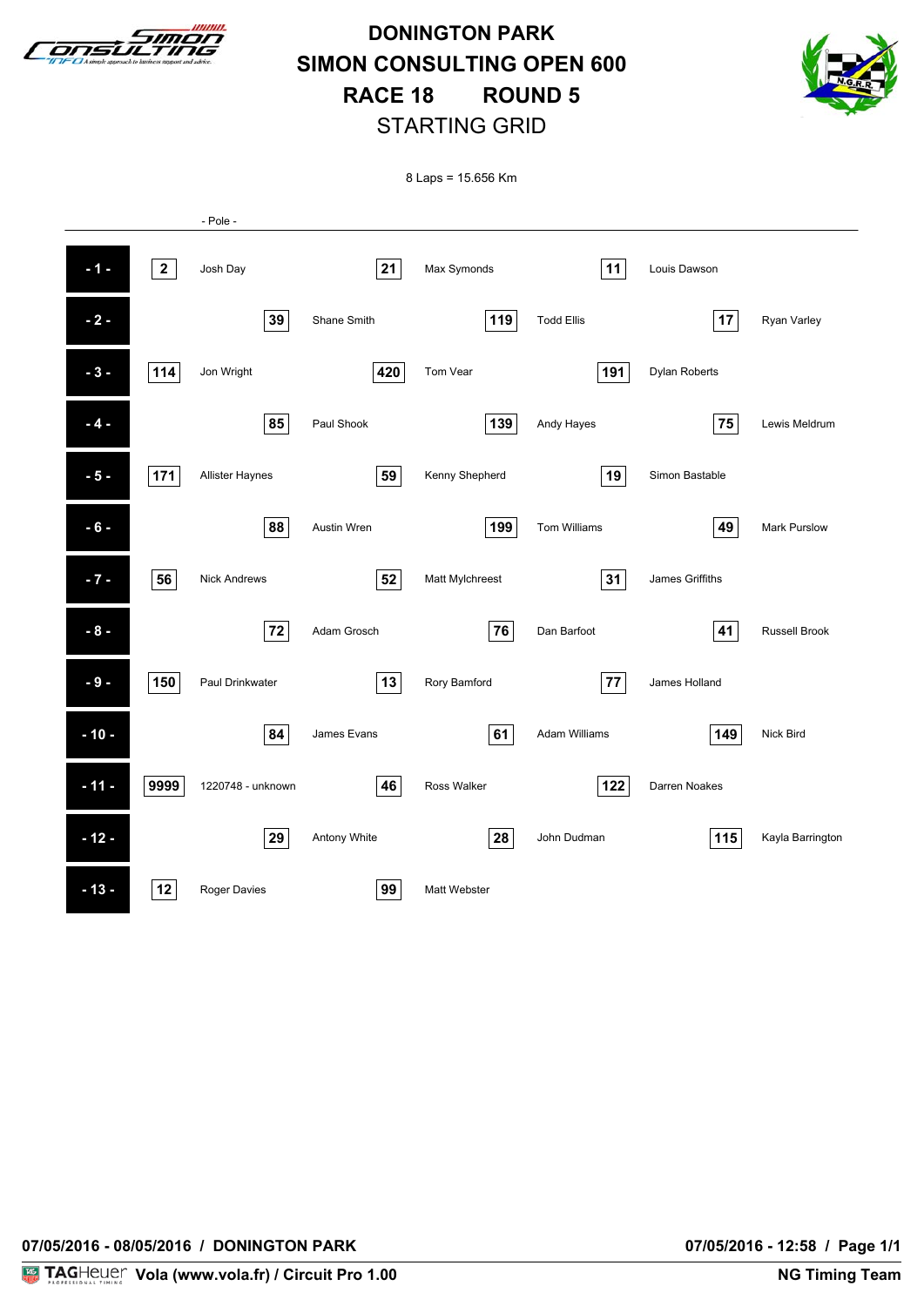# DONINGTON PARK
# SIMON CONSULTING OPEN 600
# RACE 18 ROUND 5
## STARTING GRID

8 Laps = 15.656 Km

- Pole -

| Row | No. | Driver | No. | Driver | No. | Driver | No. | Driver |
|---|---|---|---|---|---|---|---|---|
| - 1 - | 2 | Josh Day | 21 | Max Symonds | 11 | Louis Dawson | | |
| - 2 - | | | 39 | Shane Smith | 119 | Todd Ellis | 17 | Ryan Varley |
| - 3 - | 114 | Jon Wright | 420 | Tom Vear | 191 | Dylan Roberts | | |
| - 4 - | | | 85 | Paul Shook | 139 | Andy Hayes | 75 | Lewis Meldrum |
| - 5 - | 171 | Allister Haynes | 59 | Kenny Shepherd | 19 | Simon Bastable | | |
| - 6 - | | | 88 | Austin Wren | 199 | Tom Williams | 49 | Mark Purslow |
| - 7 - | 56 | Nick Andrews | 52 | Matt Mylchreest | 31 | James Griffiths | | |
| - 8 - | | | 72 | Adam Grosch | 76 | Dan Barfoot | 41 | Russell Brook |
| - 9 - | 150 | Paul Drinkwater | 13 | Rory Bamford | 77 | James Holland | | |
| - 10 - | | | 84 | James Evans | 61 | Adam Williams | 149 | Nick Bird |
| - 11 - | 9999 | 1220748 - unknown | 46 | Ross Walker | 122 | Darren Noakes | | |
| - 12 - | | | 29 | Antony White | 28 | John Dudman | 115 | Kayla Barrington |
| - 13 - | 12 | Roger Davies | 99 | Matt Webster | | | | |

07/05/2016 - 08/05/2016 / DONINGTON PARK

07/05/2016 - 12:58

Vola (www.vola.fr) / Circuit Pro 1.00

NG Timing Team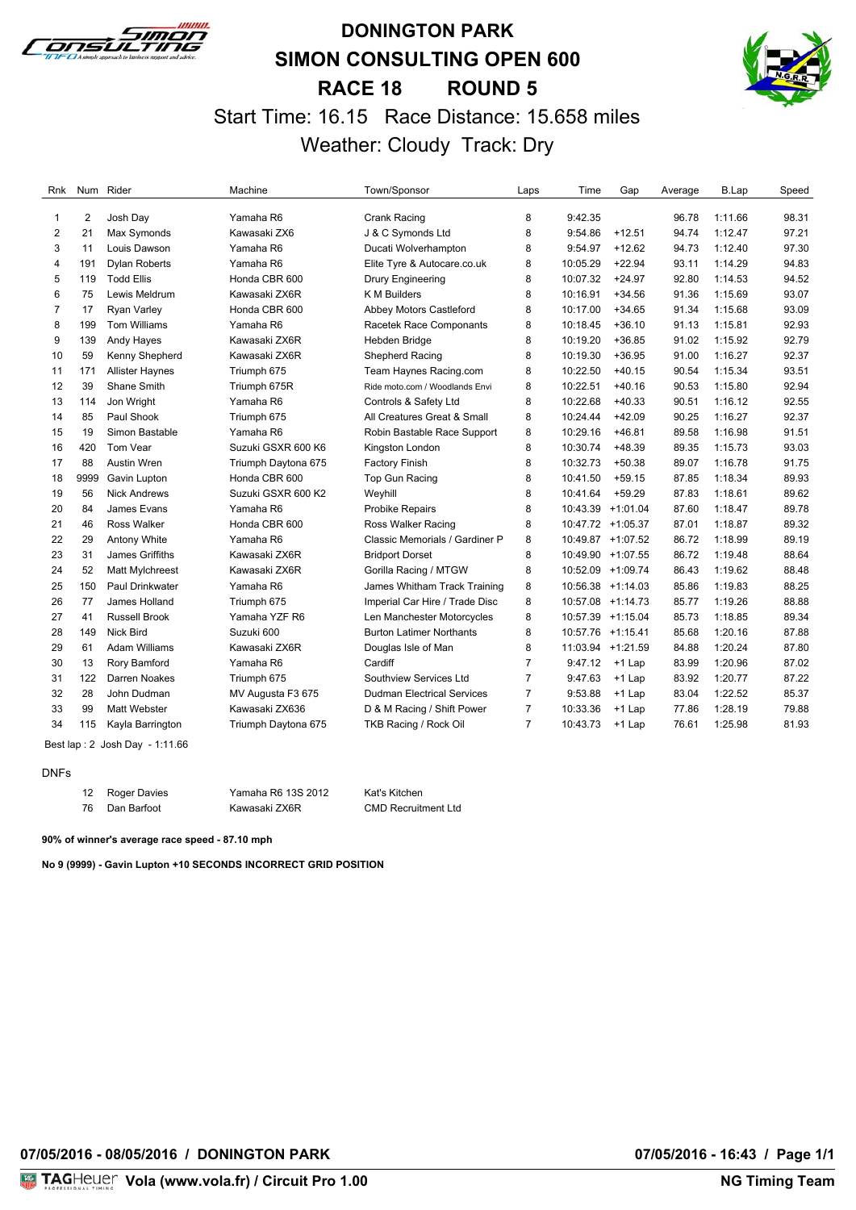# DONINGTON PARK
# SIMON CONSULTING OPEN 600
# RACE 18 ROUND 5

Start Time: 16.15 Race Distance: 15.658 miles

Weather: Cloudy Track: Dry

| Rnk | Num | Rider | Machine | Town/Sponsor | Laps | Time | Gap | Average | B.Lap | Speed |
|---|---|---|---|---|---|---|---|---|---|---|
| 1 | 2 | Josh Day | Yamaha R6 | Crank Racing | 8 | 9:42.35 | | 96.78 | 1:11.66 | 98.31 |
| 2 | 21 | Max Symonds | Kawasaki ZX6 | J & C Symonds Ltd | 8 | 9:54.86 | +12.51 | 94.74 | 1:12.47 | 97.21 |
| 3 | 11 | Louis Dawson | Yamaha R6 | Ducati Wolverhampton | 8 | 9:54.97 | +12.62 | 94.73 | 1:12.40 | 97.30 |
| 4 | 191 | Dylan Roberts | Yamaha R6 | Elite Tyre & Autocare.co.uk | 8 | 10:05.29 | +22.94 | 93.11 | 1:14.29 | 94.83 |
| 5 | 119 | Todd Ellis | Honda CBR 600 | Drury Engineering | 8 | 10:07.32 | +24.97 | 92.80 | 1:14.53 | 94.52 |
| 6 | 75 | Lewis Meldrum | Kawasaki ZX6R | K M Builders | 8 | 10:16.91 | +34.56 | 91.36 | 1:15.69 | 93.07 |
| 7 | 17 | Ryan Varley | Honda CBR 600 | Abbey Motors Castleford | 8 | 10:17.00 | +34.65 | 91.34 | 1:15.68 | 93.09 |
| 8 | 199 | Tom Williams | Yamaha R6 | Racetek Race Componants | 8 | 10:18.45 | +36.10 | 91.13 | 1:15.81 | 92.93 |
| 9 | 139 | Andy Hayes | Kawasaki ZX6R | Hebden Bridge | 8 | 10:19.20 | +36.85 | 91.02 | 1:15.92 | 92.79 |
| 10 | 59 | Kenny Shepherd | Kawasaki ZX6R | Shepherd Racing | 8 | 10:19.30 | +36.95 | 91.00 | 1:16.27 | 92.37 |
| 11 | 171 | Allister Haynes | Triumph 675 | Team Haynes Racing.com | 8 | 10:22.50 | +40.15 | 90.54 | 1:15.34 | 93.51 |
| 12 | 39 | Shane Smith | Triumph 675R | Ride moto.com / Woodlands Envi | 8 | 10:22.51 | +40.16 | 90.53 | 1:15.80 | 92.94 |
| 13 | 114 | Jon Wright | Yamaha R6 | Controls & Safety Ltd | 8 | 10:22.68 | +40.33 | 90.51 | 1:16.12 | 92.55 |
| 14 | 85 | Paul Shook | Triumph 675 | All Creatures Great & Small | 8 | 10:24.44 | +42.09 | 90.25 | 1:16.27 | 92.37 |
| 15 | 19 | Simon Bastable | Yamaha R6 | Robin Bastable Race Support | 8 | 10:29.16 | +46.81 | 89.58 | 1:16.98 | 91.51 |
| 16 | 420 | Tom Vear | Suzuki GSXR 600 K6 | Kingston London | 8 | 10:30.74 | +48.39 | 89.35 | 1:15.73 | 93.03 |
| 17 | 88 | Austin Wren | Triumph Daytona 675 | Factory Finish | 8 | 10:32.73 | +50.38 | 89.07 | 1:16.78 | 91.75 |
| 18 | 9999 | Gavin Lupton | Honda CBR 600 | Top Gun Racing | 8 | 10:41.50 | +59.15 | 87.85 | 1:18.34 | 89.93 |
| 19 | 56 | Nick Andrews | Suzuki GSXR 600 K2 | Weyhill | 8 | 10:41.64 | +59.29 | 87.83 | 1:18.61 | 89.62 |
| 20 | 84 | James Evans | Yamaha R6 | Probike Repairs | 8 | 10:43.39 | +1:01.04 | 87.60 | 1:18.47 | 89.78 |
| 21 | 46 | Ross Walker | Honda CBR 600 | Ross Walker Racing | 8 | 10:47.72 | +1:05.37 | 87.01 | 1:18.87 | 89.32 |
| 22 | 29 | Antony White | Yamaha R6 | Classic Memorials / Gardiner P | 8 | 10:49.87 | +1:07.52 | 86.72 | 1:18.99 | 89.19 |
| 23 | 31 | James Griffiths | Kawasaki ZX6R | Bridport Dorset | 8 | 10:49.90 | +1:07.55 | 86.72 | 1:19.48 | 88.64 |
| 24 | 52 | Matt Mylchreest | Kawasaki ZX6R | Gorilla Racing / MTGW | 8 | 10:52.09 | +1:09.74 | 86.43 | 1:19.62 | 88.48 |
| 25 | 150 | Paul Drinkwater | Yamaha R6 | James Whitham Track Training | 8 | 10:56.38 | +1:14.03 | 85.86 | 1:19.83 | 88.25 |
| 26 | 77 | James Holland | Triumph 675 | Imperial Car Hire / Trade Disc | 8 | 10:57.08 | +1:14.73 | 85.77 | 1:19.26 | 88.88 |
| 27 | 41 | Russell Brook | Yamaha YZF R6 | Len Manchester Motorcycles | 8 | 10:57.39 | +1:15.04 | 85.73 | 1:18.85 | 89.34 |
| 28 | 149 | Nick Bird | Suzuki 600 | Burton Latimer Northants | 8 | 10:57.76 | +1:15.41 | 85.68 | 1:20.16 | 87.88 |
| 29 | 61 | Adam Williams | Kawasaki ZX6R | Douglas Isle of Man | 8 | 11:03.94 | +1:21.59 | 84.88 | 1:20.24 | 87.80 |
| 30 | 13 | Rory Bamford | Yamaha R6 | Cardiff | 7 | 9:47.12 | +1 Lap | 83.99 | 1:20.96 | 87.02 |
| 31 | 122 | Darren Noakes | Triumph 675 | Southview Services Ltd | 7 | 9:47.63 | +1 Lap | 83.92 | 1:20.77 | 87.22 |
| 32 | 28 | John Dudman | MV Augusta F3 675 | Dudman Electrical Services | 7 | 9:53.88 | +1 Lap | 83.04 | 1:22.52 | 85.37 |
| 33 | 99 | Matt Webster | Kawasaki ZX636 | D & M Racing / Shift Power | 7 | 10:33.36 | +1 Lap | 77.86 | 1:28.19 | 79.88 |
| 34 | 115 | Kayla Barrington | Triumph Daytona 675 | TKB Racing / Rock Oil | 7 | 10:43.73 | +1 Lap | 76.61 | 1:25.98 | 81.93 |

Best lap : 2 Josh Day - 1:11.66

DNFs

| Num | Rider | Machine | Town/Sponsor |
|---|---|---|---|
| 12 | Roger Davies | Yamaha R6 13S 2012 | Kat's Kitchen |
| 76 | Dan Barfoot | Kawasaki ZX6R | CMD Recruitment Ltd |

**90% of winner's average race speed - 87.10 mph**

**No 9 (9999) - Gavin Lupton +10 SECONDS INCORRECT GRID POSITION**

**07/05/2016 - 08/05/2016 / DONINGTON PARK** **07/05/2016 - 16:43**

TAGHeuer Vola (www.vola.fr) / Circuit Pro 1.00 NG Timing Team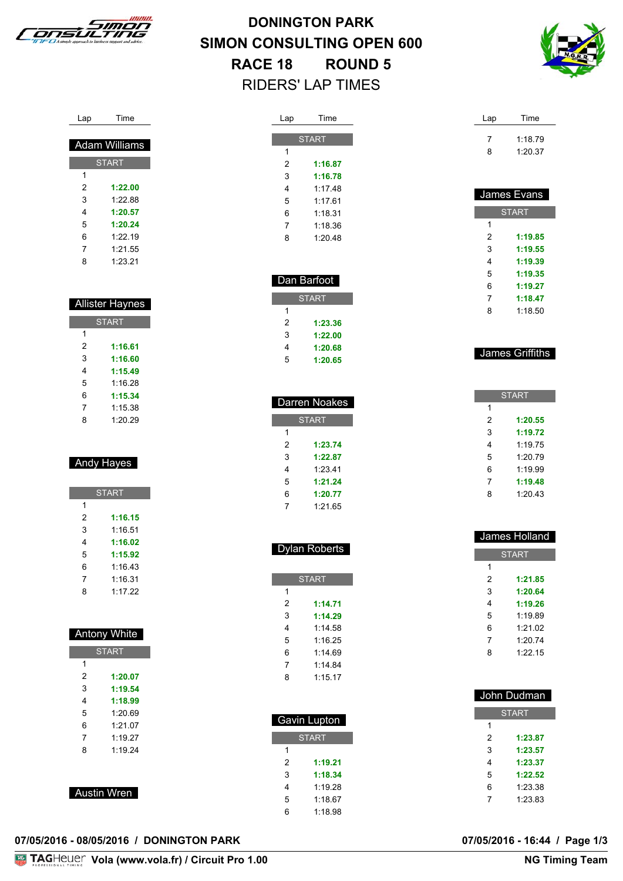# DONINGTON PARK
# SIMON CONSULTING OPEN 600
## RACE 18 ROUND 5
## RIDERS' LAP TIMES

### Adam Williams

| Lap | Time |
|---|---|
| START | |
| 1 | |
| 2 | **1:22.00** |
| 3 | 1:22.88 |
| 4 | **1:20.57** |
| 5 | **1:20.24** |
| 6 | 1:22.19 |
| 7 | 1:21.55 |
| 8 | 1:23.21 |

### Allister Haynes

| Lap | Time |
|---|---|
| START | |
| 1 | |
| 2 | **1:16.61** |
| 3 | **1:16.60** |
| 4 | **1:15.49** |
| 5 | 1:16.28 |
| 6 | **1:15.34** |
| 7 | 1:15.38 |
| 8 | 1:20.29 |

### Andy Hayes

| Lap | Time |
|---|---|
| START | |
| 1 | |
| 2 | **1:16.15** |
| 3 | 1:16.51 |
| 4 | **1:16.02** |
| 5 | **1:15.92** |
| 6 | 1:16.43 |
| 7 | 1:16.31 |
| 8 | 1:17.22 |

### Antony White

| Lap | Time |
|---|---|
| START | |
| 1 | |
| 2 | **1:20.07** |
| 3 | **1:19.54** |
| 4 | **1:18.99** |
| 5 | 1:20.69 |
| 6 | 1:21.07 |
| 7 | 1:19.27 |
| 8 | 1:19.24 |

### Austin Wren

| Lap | Time |
|---|---|
| START | |
| 1 | |
| 2 | **1:16.87** |
| 3 | **1:16.78** |
| 4 | 1:17.48 |
| 5 | 1:17.61 |
| 6 | 1:18.31 |
| 7 | 1:18.36 |
| 8 | 1:20.48 |

### Dan Barfoot

| Lap | Time |
|---|---|
| START | |
| 1 | |
| 2 | **1:23.36** |
| 3 | **1:22.00** |
| 4 | **1:20.68** |
| 5 | **1:20.65** |

### Darren Noakes

| Lap | Time |
|---|---|
| START | |
| 1 | |
| 2 | **1:23.74** |
| 3 | **1:22.87** |
| 4 | 1:23.41 |
| 5 | **1:21.24** |
| 6 | **1:20.77** |
| 7 | 1:21.65 |

### Dylan Roberts

| Lap | Time |
|---|---|
| START | |
| 1 | |
| 2 | **1:14.71** |
| 3 | **1:14.29** |
| 4 | 1:14.58 |
| 5 | 1:16.25 |
| 6 | 1:14.69 |
| 7 | 1:14.84 |
| 8 | 1:15.17 |

### Gavin Lupton

| Lap | Time |
|---|---|
| START | |
| 1 | |
| 2 | **1:19.21** |
| 3 | **1:18.34** |
| 4 | 1:19.28 |
| 5 | 1:18.67 |
| 6 | 1:18.98 |
| 7 | 1:18.79 |
| 8 | 1:20.37 |

### James Evans

| Lap | Time |
|---|---|
| START | |
| 1 | |
| 2 | **1:19.85** |
| 3 | **1:19.55** |
| 4 | **1:19.39** |
| 5 | **1:19.35** |
| 6 | **1:19.27** |
| 7 | **1:18.47** |
| 8 | 1:18.50 |

### James Griffiths

| Lap | Time |
|---|---|
| START | |
| 1 | |
| 2 | **1:20.55** |
| 3 | **1:19.72** |
| 4 | 1:19.75 |
| 5 | 1:20.79 |
| 6 | 1:19.99 |
| 7 | **1:19.48** |
| 8 | 1:20.43 |

### James Holland

| Lap | Time |
|---|---|
| START | |
| 1 | |
| 2 | **1:21.85** |
| 3 | **1:20.64** |
| 4 | **1:19.26** |
| 5 | 1:19.89 |
| 6 | 1:21.02 |
| 7 | 1:20.74 |
| 8 | 1:22.15 |

### John Dudman

| Lap | Time |
|---|---|
| START | |
| 1 | |
| 2 | **1:23.87** |
| 3 | **1:23.57** |
| 4 | **1:23.37** |
| 5 | **1:22.52** |
| 6 | 1:23.38 |
| 7 | 1:23.83 |

**07/05/2016 - 08/05/2016 / DONINGTON PARK** **07/05/2016 - 16:44**

**Vola (www.vola.fr) / Circuit Pro 1.00** **NG Timing Team**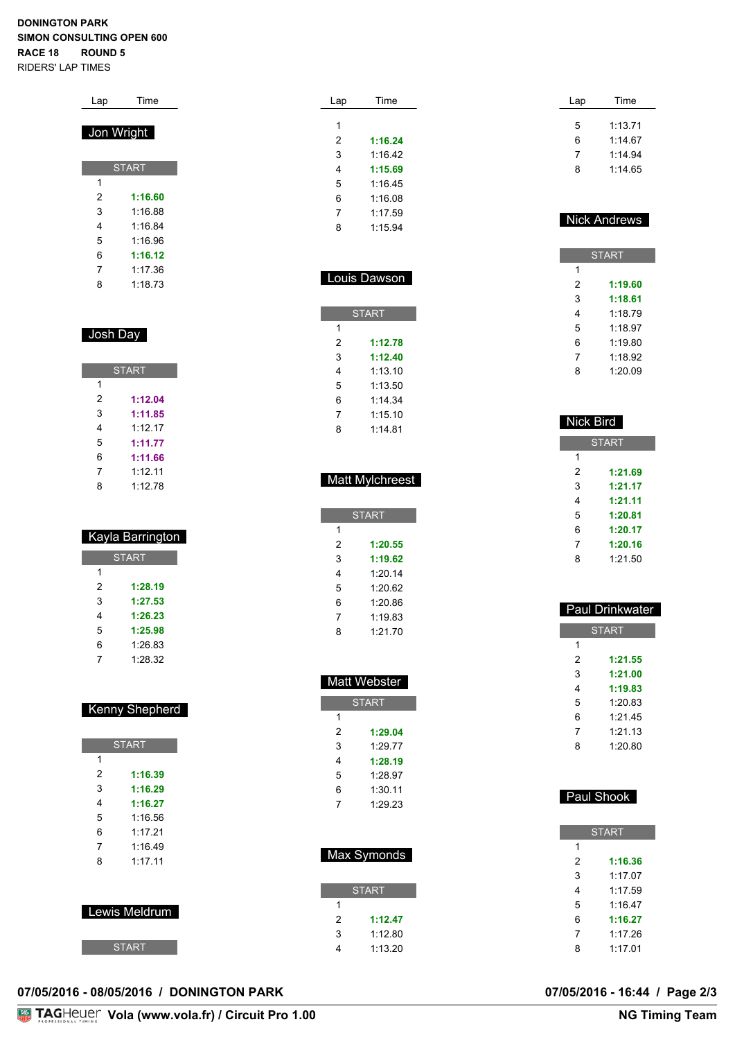**DONINGTON PARK**
**SIMON CONSULTING OPEN 600**
**RACE 18 ROUND 5**
RIDERS' LAP TIMES

### Jon Wright

| Lap | Time |
|---|---|
| START | |
| 1 | |
| 2 | **1:16.60** |
| 3 | 1:16.88 |
| 4 | 1:16.84 |
| 5 | 1:16.96 |
| 6 | **1:16.12** |
| 7 | 1:17.36 |
| 8 | 1:18.73 |

### Josh Day

| Lap | Time |
|---|---|
| START | |
| 1 | |
| 2 | **1:12.04** |
| 3 | **1:11.85** |
| 4 | 1:12.17 |
| 5 | **1:11.77** |
| 6 | **1:11.66** |
| 7 | 1:12.11 |
| 8 | 1:12.78 |

### Kayla Barrington

| Lap | Time |
|---|---|
| START | |
| 1 | |
| 2 | **1:28.19** |
| 3 | **1:27.53** |
| 4 | **1:26.23** |
| 5 | **1:25.98** |
| 6 | 1:26.83 |
| 7 | 1:28.32 |

### Kenny Shepherd

| Lap | Time |
|---|---|
| START | |
| 1 | |
| 2 | **1:16.39** |
| 3 | **1:16.29** |
| 4 | **1:16.27** |
| 5 | 1:16.56 |
| 6 | 1:17.21 |
| 7 | 1:16.49 |
| 8 | 1:17.11 |

### Lewis Meldrum

| Lap | Time |
|---|---|
| START | |
| 1 | |
| 2 | **1:16.24** |
| 3 | 1:16.42 |
| 4 | **1:15.69** |
| 5 | 1:16.45 |
| 6 | 1:16.08 |
| 7 | 1:17.59 |
| 8 | 1:15.94 |

### Louis Dawson

| Lap | Time |
|---|---|
| START | |
| 1 | |
| 2 | **1:12.78** |
| 3 | **1:12.40** |
| 4 | 1:13.10 |
| 5 | 1:13.50 |
| 6 | 1:14.34 |
| 7 | 1:15.10 |
| 8 | 1:14.81 |

### Matt Mylchreest

| Lap | Time |
|---|---|
| START | |
| 1 | |
| 2 | **1:20.55** |
| 3 | **1:19.62** |
| 4 | 1:20.14 |
| 5 | 1:20.62 |
| 6 | 1:20.86 |
| 7 | 1:19.83 |
| 8 | 1:21.70 |

### Matt Webster

| Lap | Time |
|---|---|
| START | |
| 1 | |
| 2 | **1:29.04** |
| 3 | 1:29.77 |
| 4 | **1:28.19** |
| 5 | 1:28.97 |
| 6 | 1:30.11 |
| 7 | 1:29.23 |

### Max Symonds

| Lap | Time |
|---|---|
| START | |
| 1 | |
| 2 | **1:12.47** |
| 3 | 1:12.80 |
| 4 | 1:13.20 |
| 5 | 1:13.71 |
| 6 | 1:14.67 |
| 7 | 1:14.94 |
| 8 | 1:14.65 |

### Nick Andrews

| Lap | Time |
|---|---|
| START | |
| 1 | |
| 2 | **1:19.60** |
| 3 | **1:18.61** |
| 4 | 1:18.79 |
| 5 | 1:18.97 |
| 6 | 1:19.80 |
| 7 | 1:18.92 |
| 8 | 1:20.09 |

### Nick Bird

| Lap | Time |
|---|---|
| START | |
| 1 | |
| 2 | **1:21.69** |
| 3 | **1:21.17** |
| 4 | **1:21.11** |
| 5 | **1:20.81** |
| 6 | **1:20.17** |
| 7 | **1:20.16** |
| 8 | 1:21.50 |

### Paul Drinkwater

| Lap | Time |
|---|---|
| START | |
| 1 | |
| 2 | **1:21.55** |
| 3 | **1:21.00** |
| 4 | **1:19.83** |
| 5 | 1:20.83 |
| 6 | 1:21.45 |
| 7 | 1:21.13 |
| 8 | 1:20.80 |

### Paul Shook

| Lap | Time |
|---|---|
| START | |
| 1 | |
| 2 | **1:16.36** |
| 3 | 1:17.07 |
| 4 | 1:17.59 |
| 5 | 1:16.47 |
| 6 | **1:16.27** |
| 7 | 1:17.26 |
| 8 | 1:17.01 |

**07/05/2016 - 08/05/2016 / DONINGTON PARK** **07/05/2016 - 16:44**

TAGHeuer **Vola (www.vola.fr) / Circuit Pro 1.00** **NG Timing Team**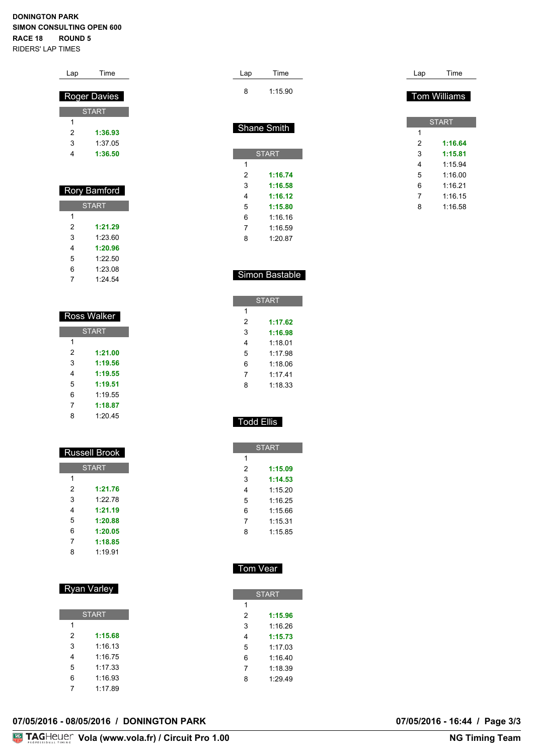**DONINGTON PARK**
**SIMON CONSULTING OPEN 600**
**RACE 18 ROUND 5**
RIDERS' LAP TIMES

| Lap | Time |
|---|---|
| 8 | 1:15.90 |

### Roger Davies

| Lap | Time |
|---|---|
| START | |
| 1 | |
| 2 | **1:36.93** |
| 3 | 1:37.05 |
| 4 | **1:36.50** |

### Rory Bamford

| Lap | Time |
|---|---|
| START | |
| 1 | |
| 2 | **1:21.29** |
| 3 | 1:23.60 |
| 4 | **1:20.96** |
| 5 | 1:22.50 |
| 6 | 1:23.08 |
| 7 | 1:24.54 |

### Ross Walker

| Lap | Time |
|---|---|
| START | |
| 1 | |
| 2 | **1:21.00** |
| 3 | **1:19.56** |
| 4 | **1:19.55** |
| 5 | **1:19.51** |
| 6 | 1:19.55 |
| 7 | **1:18.87** |
| 8 | 1:20.45 |

### Russell Brook

| Lap | Time |
|---|---|
| START | |
| 1 | |
| 2 | **1:21.76** |
| 3 | 1:22.78 |
| 4 | **1:21.19** |
| 5 | **1:20.88** |
| 6 | **1:20.05** |
| 7 | **1:18.85** |
| 8 | 1:19.91 |

### Ryan Varley

| Lap | Time |
|---|---|
| START | |
| 1 | |
| 2 | **1:15.68** |
| 3 | 1:16.13 |
| 4 | 1:16.75 |
| 5 | 1:17.33 |
| 6 | 1:16.93 |
| 7 | 1:17.89 |

### Shane Smith

| Lap | Time |
|---|---|
| START | |
| 1 | |
| 2 | **1:16.74** |
| 3 | **1:16.58** |
| 4 | **1:16.12** |
| 5 | **1:15.80** |
| 6 | 1:16.16 |
| 7 | 1:16.59 |
| 8 | 1:20.87 |

### Simon Bastable

| Lap | Time |
|---|---|
| START | |
| 1 | |
| 2 | **1:17.62** |
| 3 | **1:16.98** |
| 4 | 1:18.01 |
| 5 | 1:17.98 |
| 6 | 1:18.06 |
| 7 | 1:17.41 |
| 8 | 1:18.33 |

### Todd Ellis

| Lap | Time |
|---|---|
| START | |
| 1 | |
| 2 | **1:15.09** |
| 3 | **1:14.53** |
| 4 | 1:15.20 |
| 5 | 1:16.25 |
| 6 | 1:15.66 |
| 7 | 1:15.31 |
| 8 | 1:15.85 |

### Tom Vear

| Lap | Time |
|---|---|
| START | |
| 1 | |
| 2 | **1:15.96** |
| 3 | 1:16.26 |
| 4 | **1:15.73** |
| 5 | 1:17.03 |
| 6 | 1:16.40 |
| 7 | 1:18.39 |
| 8 | 1:29.49 |

### Tom Williams

| Lap | Time |
|---|---|
| START | |
| 1 | |
| 2 | **1:16.64** |
| 3 | **1:15.81** |
| 4 | 1:15.94 |
| 5 | 1:16.00 |
| 6 | 1:16.21 |
| 7 | 1:16.15 |
| 8 | 1:16.58 |

**07/05/2016 - 08/05/2016 / DONINGTON PARK** **07/05/2016 - 16:44**

TAGHeuer **Vola (www.vola.fr) / Circuit Pro 1.00** **NG Timing Team**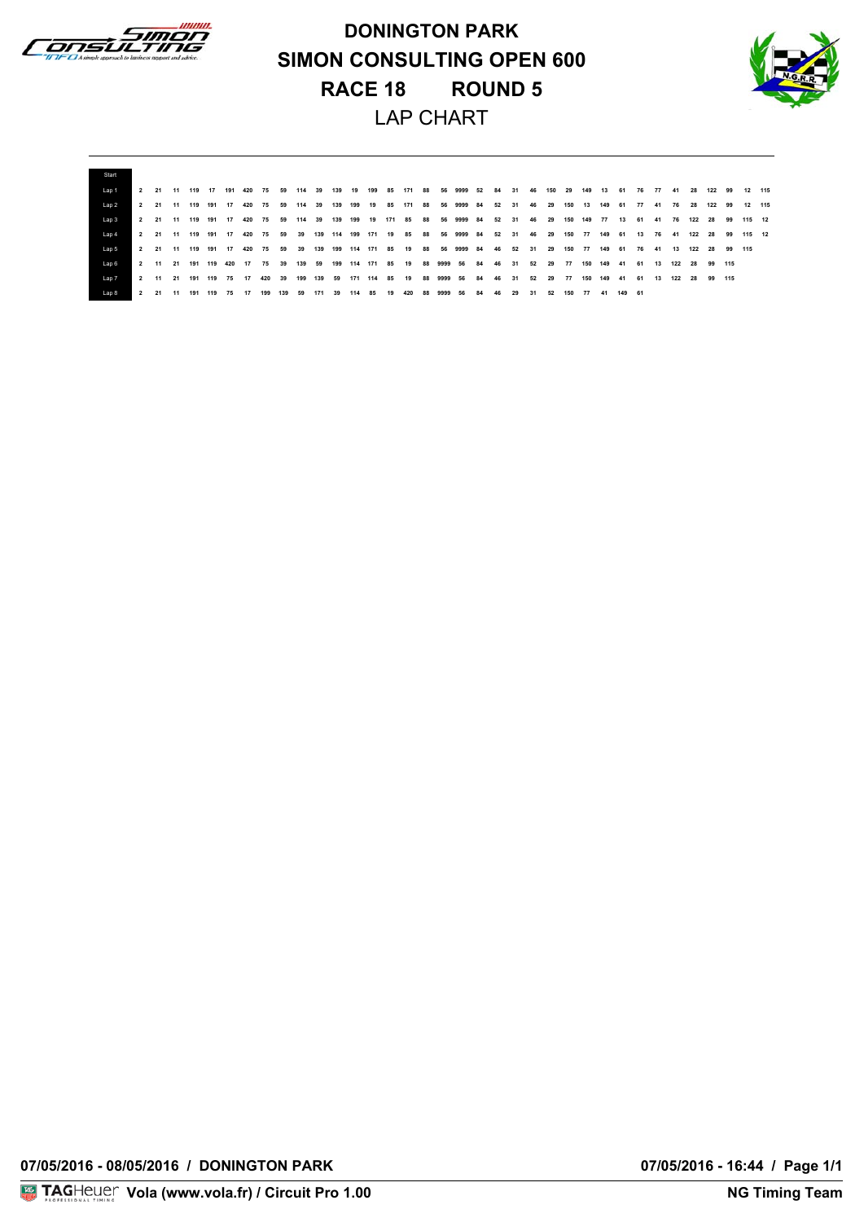# DONINGTON PARK
# SIMON CONSULTING OPEN 600
# RACE 18 ROUND 5
## LAP CHART

| Start | | | | | | | | | | | | | | | | | | | | | | | | | | | | | | | | | | | | | |
|---|---|---|---|---|---|---|---|---|---|---|---|---|---|---|---|---|---|---|---|---|---|---|---|---|---|---|---|---|---|---|---|---|---|---|---|---|---|
| Lap 1 | 2 | 21 | 11 | 119 | 17 | 191 | 420 | 75 | 59 | 114 | 39 | 139 | 19 | 199 | 85 | 171 | 88 | 56 | 9999 | 52 | 84 | 31 | 46 | 150 | 29 | 149 | 13 | 61 | 76 | 77 | 41 | 28 | 122 | 99 | 12 | 115 |
| Lap 2 | 2 | 21 | 11 | 119 | 191 | 17 | 420 | 75 | 59 | 114 | 39 | 139 | 199 | 19 | 85 | 171 | 88 | 56 | 9999 | 84 | 52 | 31 | 46 | 29 | 150 | 13 | 149 | 61 | 77 | 41 | 76 | 28 | 122 | 99 | 12 | 115 |
| Lap 3 | 2 | 21 | 11 | 119 | 191 | 17 | 420 | 75 | 59 | 114 | 39 | 139 | 199 | 19 | 171 | 85 | 88 | 56 | 9999 | 84 | 52 | 31 | 46 | 29 | 150 | 149 | 77 | 13 | 61 | 41 | 76 | 122 | 28 | 99 | 115 | 12 |
| Lap 4 | 2 | 21 | 11 | 119 | 191 | 17 | 420 | 75 | 59 | 39 | 139 | 114 | 199 | 171 | 19 | 85 | 88 | 56 | 9999 | 84 | 52 | 31 | 46 | 29 | 150 | 77 | 149 | 61 | 13 | 76 | 41 | 122 | 28 | 99 | 115 | 12 |
| Lap 5 | 2 | 21 | 11 | 119 | 191 | 17 | 420 | 75 | 59 | 39 | 139 | 199 | 114 | 171 | 85 | 19 | 88 | 56 | 9999 | 84 | 46 | 52 | 31 | 29 | 150 | 77 | 149 | 61 | 76 | 41 | 13 | 122 | 28 | 99 | 115 | |
| Lap 6 | 2 | 11 | 21 | 191 | 119 | 420 | 17 | 75 | 39 | 139 | 59 | 199 | 114 | 171 | 85 | 19 | 88 | 9999 | 56 | 84 | 46 | 31 | 52 | 29 | 77 | 150 | 149 | 41 | 61 | 13 | 122 | 28 | 99 | 115 | | |
| Lap 7 | 2 | 11 | 21 | 191 | 119 | 75 | 17 | 420 | 39 | 199 | 139 | 59 | 171 | 114 | 85 | 19 | 88 | 9999 | 56 | 84 | 46 | 31 | 52 | 29 | 77 | 150 | 149 | 41 | 61 | 13 | 122 | 28 | 99 | 115 | | |
| Lap 8 | 2 | 21 | 11 | 191 | 119 | 75 | 17 | 199 | 139 | 59 | 171 | 39 | 114 | 85 | 19 | 420 | 88 | 9999 | 56 | 84 | 46 | 29 | 31 | 52 | 150 | 77 | 41 | 149 | 61 | | | | | | | |

07/05/2016 - 08/05/2016 / DONINGTON PARK

07/05/2016 - 16:44 / Page 1/1

Vola (www.vola.fr) / Circuit Pro 1.00

NG Timing Team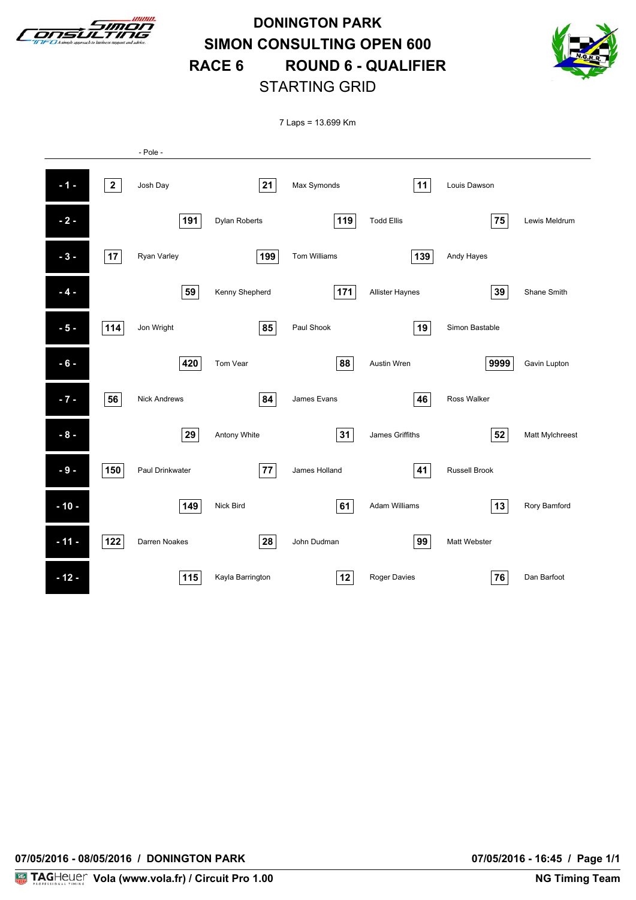# DONINGTON PARK

## SIMON CONSULTING OPEN 600

## RACE 6 ROUND 6 - QUALIFIER

STARTING GRID

7 Laps = 13.699 Km

- Pole -

| Row | No. | Driver | No. | Driver | No. | Driver |
|---|---|---|---|---|---|---|
| - 1 - | 2 | Josh Day | 21 | Max Symonds | 11 | Louis Dawson |
| - 2 - | 191 | Dylan Roberts | 119 | Todd Ellis | 75 | Lewis Meldrum |
| - 3 - | 17 | Ryan Varley | 199 | Tom Williams | 139 | Andy Hayes |
| - 4 - | 59 | Kenny Shepherd | 171 | Allister Haynes | 39 | Shane Smith |
| - 5 - | 114 | Jon Wright | 85 | Paul Shook | 19 | Simon Bastable |
| - 6 - | 420 | Tom Vear | 88 | Austin Wren | 9999 | Gavin Lupton |
| - 7 - | 56 | Nick Andrews | 84 | James Evans | 46 | Ross Walker |
| - 8 - | 29 | Antony White | 31 | James Griffiths | 52 | Matt Mylchreest |
| - 9 - | 150 | Paul Drinkwater | 77 | James Holland | 41 | Russell Brook |
| - 10 - | 149 | Nick Bird | 61 | Adam Williams | 13 | Rory Bamford |
| - 11 - | 122 | Darren Noakes | 28 | John Dudman | 99 | Matt Webster |
| - 12 - | 115 | Kayla Barrington | 12 | Roger Davies | 76 | Dan Barfoot |

07/05/2016 - 08/05/2016 / DONINGTON PARK

07/05/2016 - 16:45

Vola (www.vola.fr) / Circuit Pro 1.00

NG Timing Team